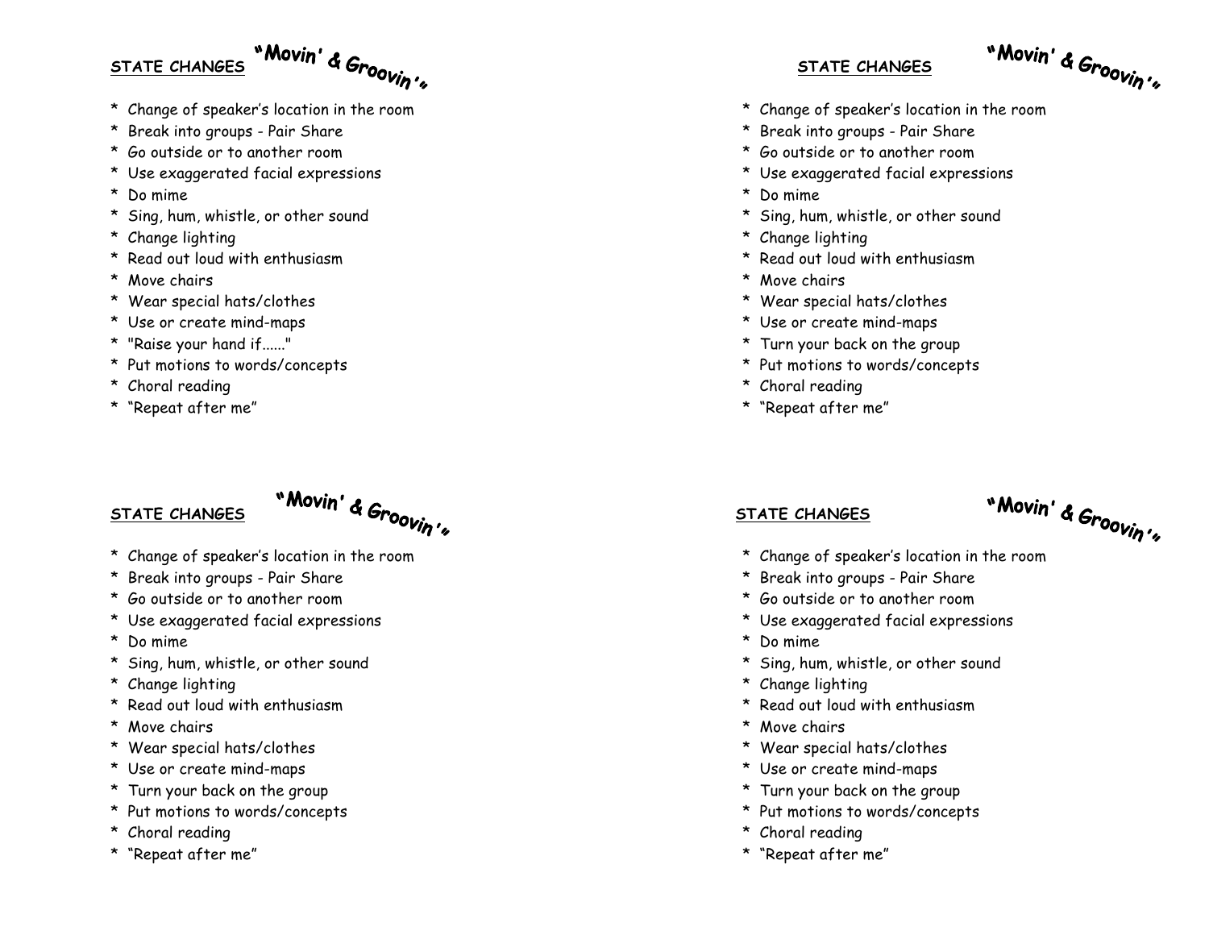## STATE CHANGES "Movin' & Groovin'"

* Change of speaker's location in the room
* Break into groups - Pair Share
* Go outside or to another room
* Use exaggerated facial expressions
* Do mime
* Sing, hum, whistle, or other sound
* Change lighting
* Read out loud with enthusiasm
* Move chairs
* Wear special hats/clothes
* Use or create mind-maps
* "Raise your hand if......"
* Put motions to words/concepts
* Choral reading
* "Repeat after me"

## STATE CHANGES "Movin' & Groovin'"

* Change of speaker's location in the room
* Break into groups - Pair Share
* Go outside or to another room
* Use exaggerated facial expressions
* Do mime
* Sing, hum, whistle, or other sound
* Change lighting
* Read out loud with enthusiasm
* Move chairs
* Wear special hats/clothes
* Use or create mind-maps
* Turn your back on the group
* Put motions to words/concepts
* Choral reading
* "Repeat after me"

## STATE CHANGES "Movin' & Groovin'"

* Change of speaker's location in the room
* Break into groups - Pair Share
* Go outside or to another room
* Use exaggerated facial expressions
* Do mime
* Sing, hum, whistle, or other sound
* Change lighting
* Read out loud with enthusiasm
* Move chairs
* Wear special hats/clothes
* Use or create mind-maps
* Turn your back on the group
* Put motions to words/concepts
* Choral reading
* "Repeat after me"

## STATE CHANGES "Movin' & Groovin'"

* Change of speaker's location in the room
* Break into groups - Pair Share
* Go outside or to another room
* Use exaggerated facial expressions
* Do mime
* Sing, hum, whistle, or other sound
* Change lighting
* Read out loud with enthusiasm
* Move chairs
* Wear special hats/clothes
* Use or create mind-maps
* Turn your back on the group
* Put motions to words/concepts
* Choral reading
* "Repeat after me"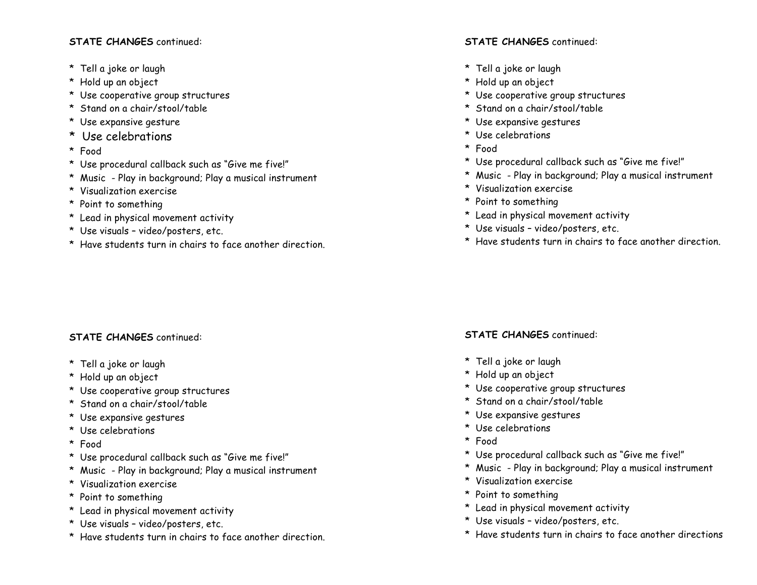**STATE CHANGES** continued:

* Tell a joke or laugh
* Hold up an object
* Use cooperative group structures
* Stand on a chair/stool/table
* Use expansive gesture
* Use celebrations
* Food
* Use procedural callback such as "Give me five!"
* Music - Play in background; Play a musical instrument
* Visualization exercise
* Point to something
* Lead in physical movement activity
* Use visuals – video/posters, etc.
* Have students turn in chairs to face another direction.

**STATE CHANGES** continued:

* Tell a joke or laugh
* Hold up an object
* Use cooperative group structures
* Stand on a chair/stool/table
* Use expansive gestures
* Use celebrations
* Food
* Use procedural callback such as "Give me five!"
* Music - Play in background; Play a musical instrument
* Visualization exercise
* Point to something
* Lead in physical movement activity
* Use visuals – video/posters, etc.
* Have students turn in chairs to face another direction.

**STATE CHANGES** continued:

* Tell a joke or laugh
* Hold up an object
* Use cooperative group structures
* Stand on a chair/stool/table
* Use expansive gestures
* Use celebrations
* Food
* Use procedural callback such as "Give me five!"
* Music - Play in background; Play a musical instrument
* Visualization exercise
* Point to something
* Lead in physical movement activity
* Use visuals – video/posters, etc.
* Have students turn in chairs to face another direction.

**STATE CHANGES** continued:

* Tell a joke or laugh
* Hold up an object
* Use cooperative group structures
* Stand on a chair/stool/table
* Use expansive gestures
* Use celebrations
* Food
* Use procedural callback such as "Give me five!"
* Music - Play in background; Play a musical instrument
* Visualization exercise
* Point to something
* Lead in physical movement activity
* Use visuals – video/posters, etc.
* Have students turn in chairs to face another directions